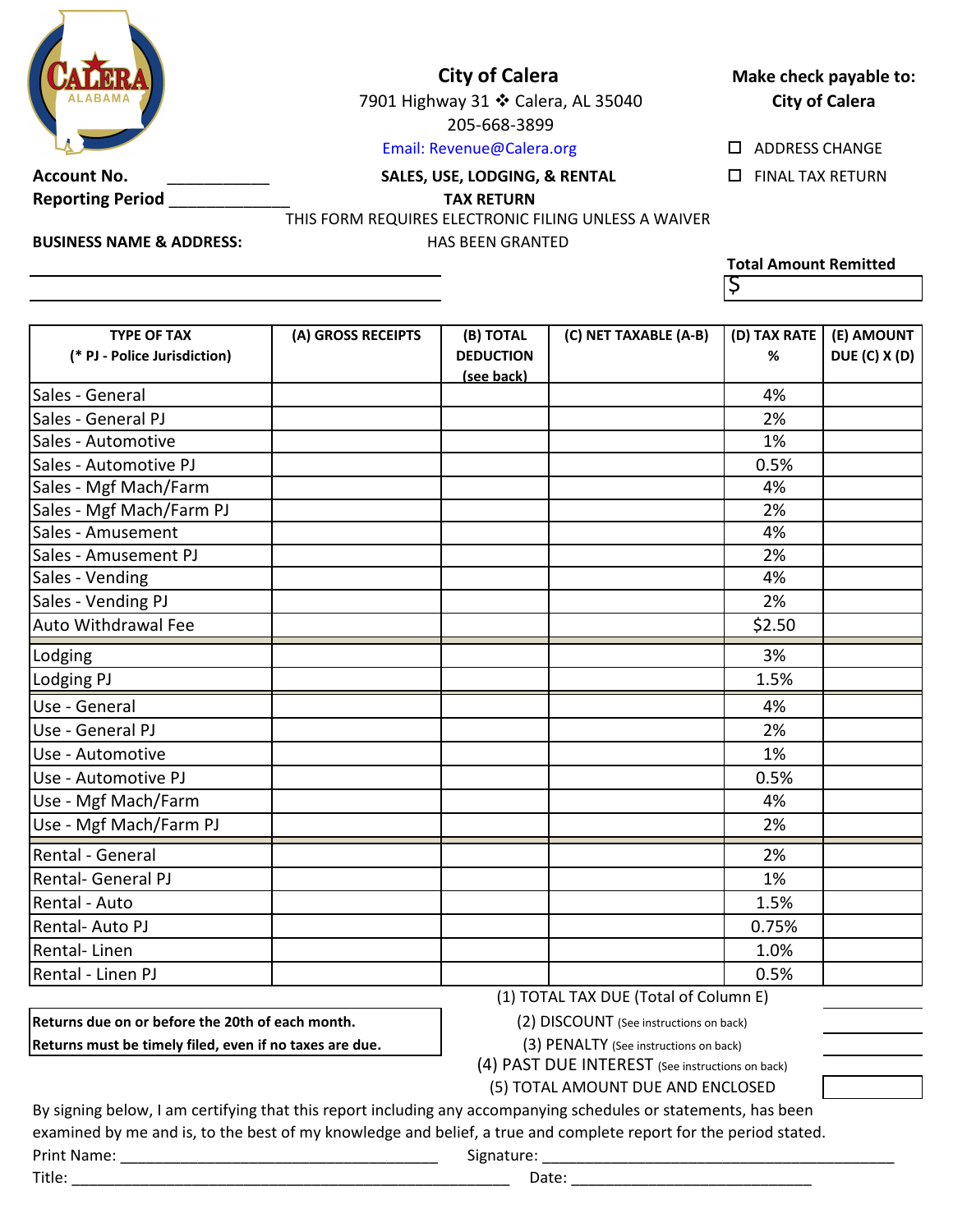# City of Calera

7901 Highway 31 ❖ Calera, AL 35040

205-668-3899

Email: Revenue@Calera.org

**Make check payable to: City of Calera**

☐ ADDRESS CHANGE

☐ FINAL TAX RETURN

**Account No.** ___________

**Reporting Period** _____________

**SALES, USE, LODGING, & RENTAL TAX RETURN**

THIS FORM REQUIRES ELECTRONIC FILING UNLESS A WAIVER HAS BEEN GRANTED

**BUSINESS NAME & ADDRESS:**

_______________________________________________

_______________________________________________

**Total Amount Remitted**

$

| TYPE OF TAX (* PJ - Police Jurisdiction) | (A) GROSS RECEIPTS | (B) TOTAL DEDUCTION (see back) | (C) NET TAXABLE (A-B) | (D) TAX RATE % | (E) AMOUNT DUE (C) X (D) |
|---|---|---|---|---|---|
| Sales - General | | | | 4% | |
| Sales - General PJ | | | | 2% | |
| Sales - Automotive | | | | 1% | |
| Sales - Automotive PJ | | | | 0.5% | |
| Sales - Mgf Mach/Farm | | | | 4% | |
| Sales - Mgf Mach/Farm PJ | | | | 2% | |
| Sales - Amusement | | | | 4% | |
| Sales - Amusement PJ | | | | 2% | |
| Sales - Vending | | | | 4% | |
| Sales - Vending PJ | | | | 2% | |
| Auto Withdrawal Fee | | | | $2.50 | |
| Lodging | | | | 3% | |
| Lodging PJ | | | | 1.5% | |
| Use - General | | | | 4% | |
| Use - General PJ | | | | 2% | |
| Use - Automotive | | | | 1% | |
| Use - Automotive PJ | | | | 0.5% | |
| Use - Mgf Mach/Farm | | | | 4% | |
| Use - Mgf Mach/Farm PJ | | | | 2% | |
| Rental - General | | | | 2% | |
| Rental- General PJ | | | | 1% | |
| Rental - Auto | | | | 1.5% | |
| Rental- Auto PJ | | | | 0.75% | |
| Rental- Linen | | | | 1.0% | |
| Rental - Linen PJ | | | | 0.5% | |

**Returns due on or before the 20th of each month.**
**Returns must be timely filed, even if no taxes are due.**

(1) TOTAL TAX DUE (Total of Column E) ________

(2) DISCOUNT (See instructions on back) ________

(3) PENALTY (See instructions on back) ________

(4) PAST DUE INTEREST (See instructions on back) ________

(5) TOTAL AMOUNT DUE AND ENCLOSED ________

By signing below, I am certifying that this report including any accompanying schedules or statements, has been examined by me and is, to the best of my knowledge and belief, a true and complete report for the period stated.

Print Name: ______________________________________ Signature: ___________________________________________

Title: ____________________________________________________ Date: _____________________________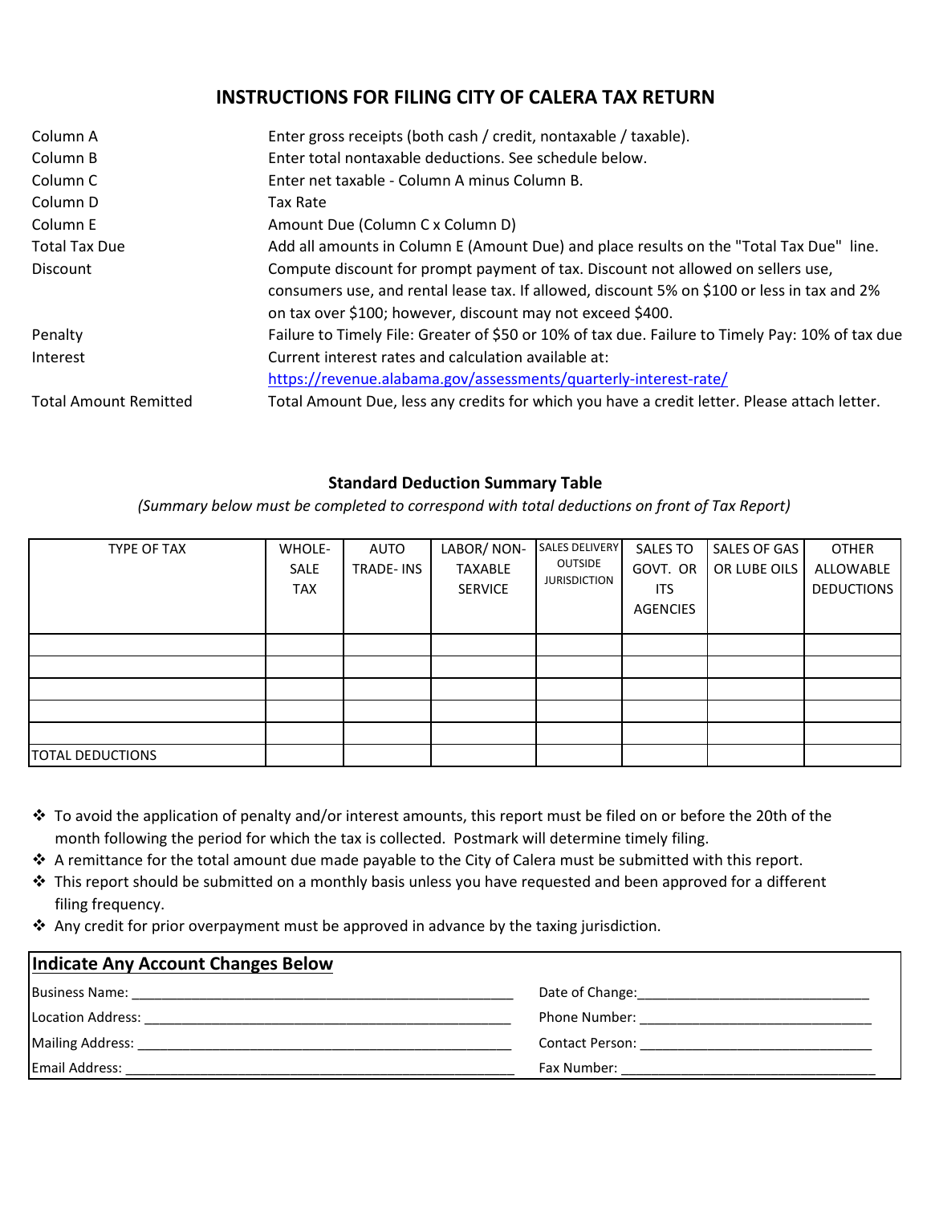# INSTRUCTIONS FOR FILING CITY OF CALERA TAX RETURN

| | |
|---|---|
| Column A | Enter gross receipts (both cash / credit, nontaxable / taxable). |
| Column B | Enter total nontaxable deductions. See schedule below. |
| Column C | Enter net taxable - Column A minus Column B. |
| Column D | Tax Rate |
| Column E | Amount Due (Column C x Column D) |
| Total Tax Due | Add all amounts in Column E (Amount Due) and place results on the "Total Tax Due" line. |
| Discount | Compute discount for prompt payment of tax. Discount not allowed on sellers use, consumers use, and rental lease tax. If allowed, discount 5% on $100 or less in tax and 2% on tax over $100; however, discount may not exceed $400. |
| Penalty | Failure to Timely File: Greater of $50 or 10% of tax due. Failure to Timely Pay: 10% of tax due |
| Interest | Current interest rates and calculation available at: https://revenue.alabama.gov/assessments/quarterly-interest-rate/ |
| Total Amount Remitted | Total Amount Due, less any credits for which you have a credit letter. Please attach letter. |

### Standard Deduction Summary Table

*(Summary below must be completed to correspond with total deductions on front of Tax Report)*

| TYPE OF TAX | WHOLE-SALE TAX | AUTO TRADE- INS | LABOR/ NON-TAXABLE SERVICE | SALES DELIVERY OUTSIDE JURISDICTION | SALES TO GOVT. OR ITS AGENCIES | SALES OF GAS OR LUBE OILS | OTHER ALLOWABLE DEDUCTIONS |
|---|---|---|---|---|---|---|---|
| | | | | | | | |
| | | | | | | | |
| | | | | | | | |
| | | | | | | | |
| | | | | | | | |
| TOTAL DEDUCTIONS | | | | | | | |

- To avoid the application of penalty and/or interest amounts, this report must be filed on or before the 20th of the month following the period for which the tax is collected. Postmark will determine timely filing.
- A remittance for the total amount due made payable to the City of Calera must be submitted with this report.
- This report should be submitted on a monthly basis unless you have requested and been approved for a different filing frequency.
- Any credit for prior overpayment must be approved in advance by the taxing jurisdiction.

## Indicate Any Account Changes Below

Business Name: ____________________ Date of Change: ____________________

Location Address: ____________________ Phone Number: ____________________

Mailing Address: ____________________ Contact Person: ____________________

Email Address: ____________________ Fax Number: ____________________